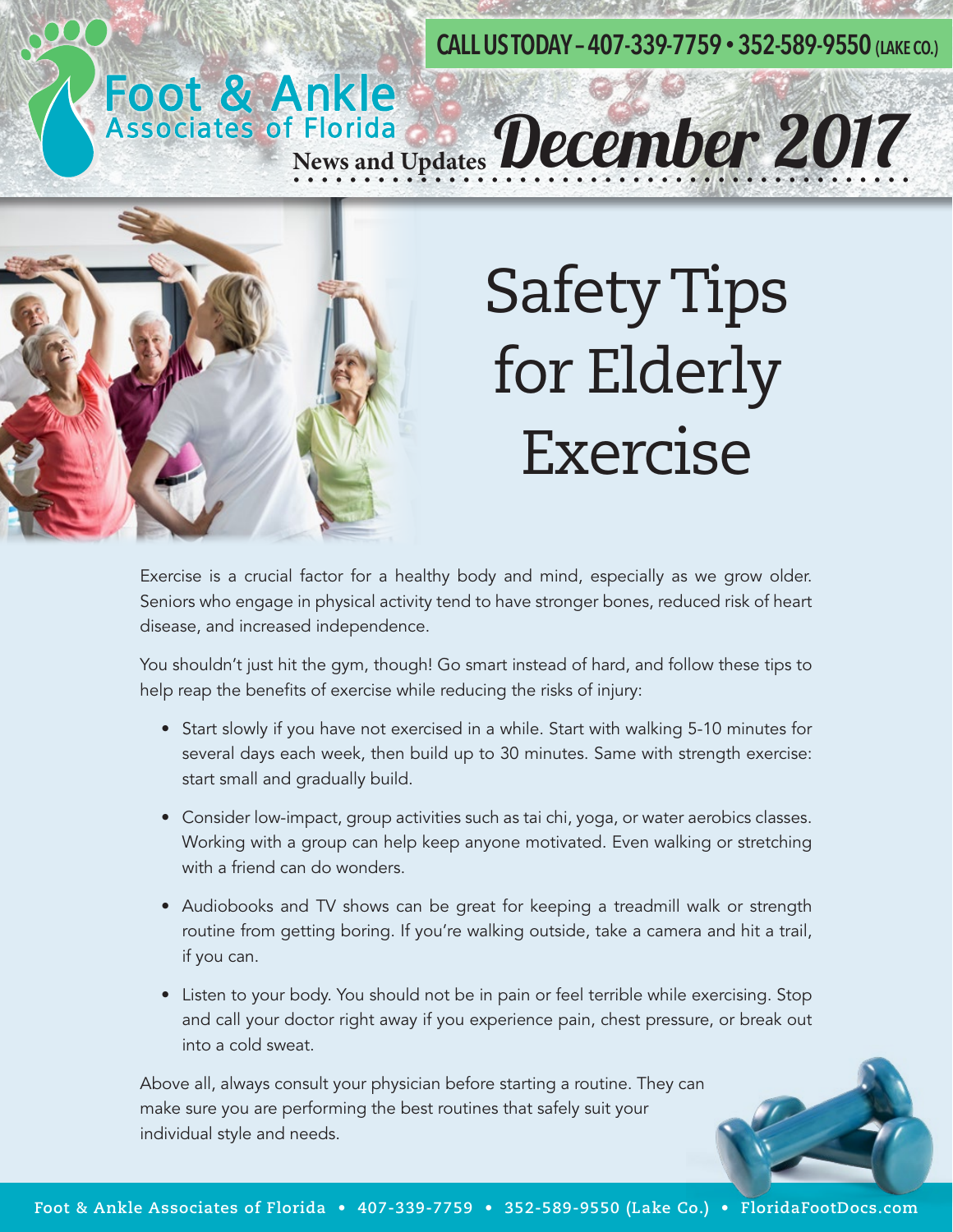CALL US TODAY – 407-339-7759 • 352-589-9550 (LAKE CO.)

Foot & Ankle Associates of Florida

News and Updates *December 2017*

# Safety Tips for Elderly Exercise

Exercise is a crucial factor for a healthy body and mind, especially as we grow older. Seniors who engage in physical activity tend to have stronger bones, reduced risk of heart disease, and increased independence.

You shouldn't just hit the gym, though! Go smart instead of hard, and follow these tips to help reap the benefits of exercise while reducing the risks of injury:

- Start slowly if you have not exercised in a while. Start with walking 5-10 minutes for several days each week, then build up to 30 minutes. Same with strength exercise: start small and gradually build.
- Consider low-impact, group activities such as tai chi, yoga, or water aerobics classes. Working with a group can help keep anyone motivated. Even walking or stretching with a friend can do wonders.
- Audiobooks and TV shows can be great for keeping a treadmill walk or strength routine from getting boring. If you're walking outside, take a camera and hit a trail, if you can.
- Listen to your body. You should not be in pain or feel terrible while exercising. Stop and call your doctor right away if you experience pain, chest pressure, or break out into a cold sweat.

Above all, always consult your physician before starting a routine. They can make sure you are performing the best routines that safely suit your individual style and needs.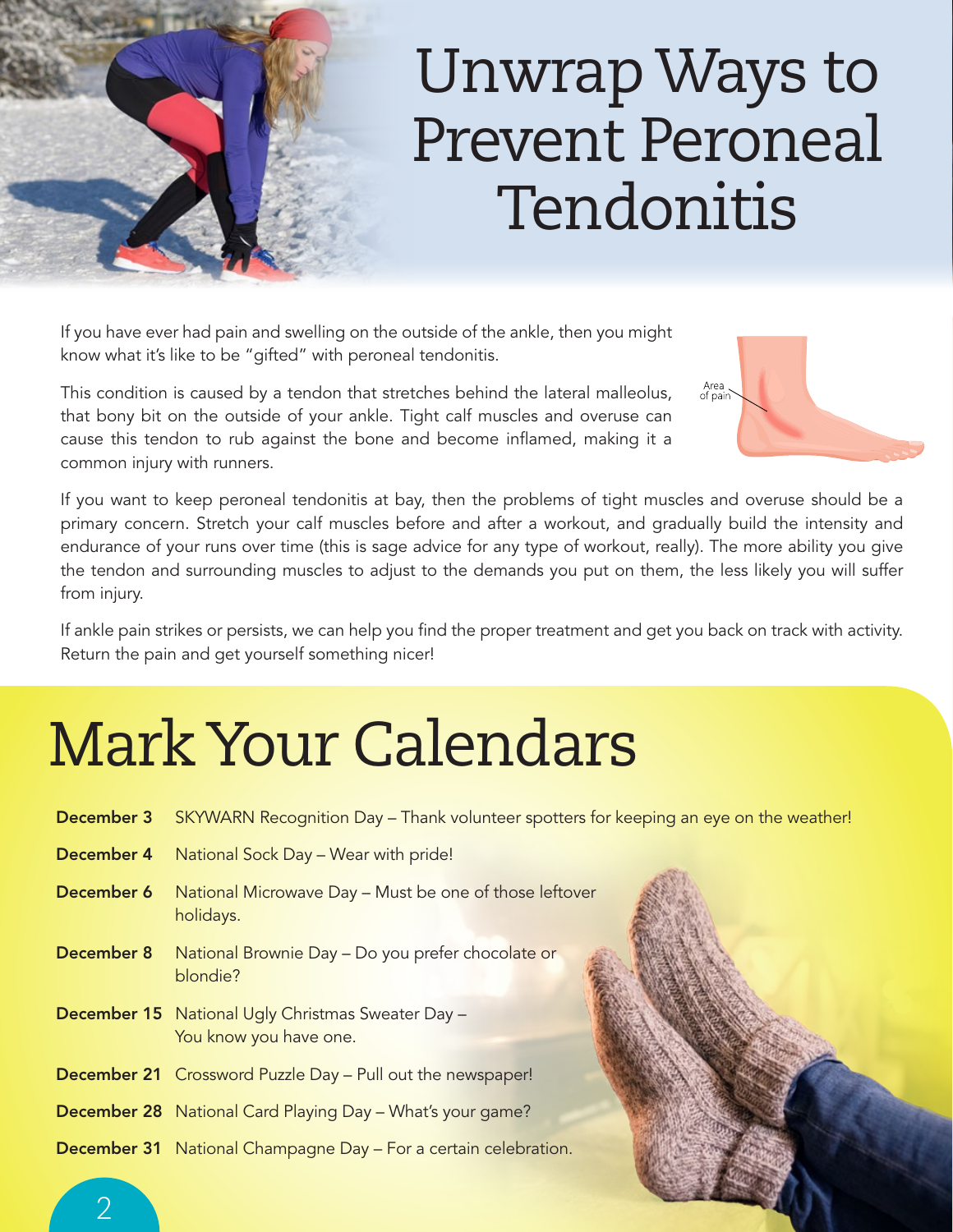# Unwrap Ways to Prevent Peroneal Tendonitis

If you have ever had pain and swelling on the outside of the ankle, then you might know what it's like to be "gifted" with peroneal tendonitis.

This condition is caused by a tendon that stretches behind the lateral malleolus, that bony bit on the outside of your ankle. Tight calf muscles and overuse can cause this tendon to rub against the bone and become inflamed, making it a common injury with runners.

Area of pain

If you want to keep peroneal tendonitis at bay, then the problems of tight muscles and overuse should be a primary concern. Stretch your calf muscles before and after a workout, and gradually build the intensity and endurance of your runs over time (this is sage advice for any type of workout, really). The more ability you give the tendon and surrounding muscles to adjust to the demands you put on them, the less likely you will suffer from injury.

If ankle pain strikes or persists, we can help you find the proper treatment and get you back on track with activity. Return the pain and get yourself something nicer!

# Mark Your Calendars

**December 3** SKYWARN Recognition Day – Thank volunteer spotters for keeping an eye on the weather!

**December 4** National Sock Day – Wear with pride!

**December 6** National Microwave Day – Must be one of those leftover holidays.

**December 8** National Brownie Day – Do you prefer chocolate or blondie?

**December 15** National Ugly Christmas Sweater Day – You know you have one.

**December 21** Crossword Puzzle Day – Pull out the newspaper!

**December 28** National Card Playing Day – What's your game?

**December 31** National Champagne Day – For a certain celebration.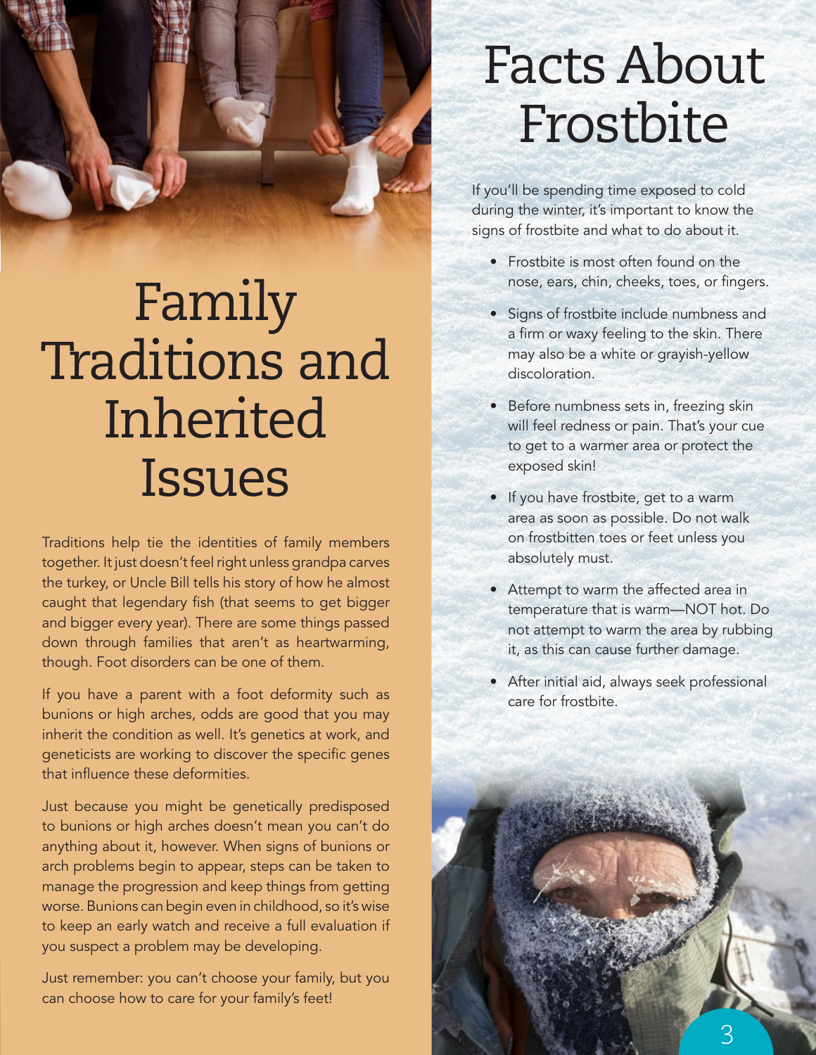# Family Traditions and Inherited Issues

Traditions help tie the identities of family members together. It just doesn't feel right unless grandpa carves the turkey, or Uncle Bill tells his story of how he almost caught that legendary fish (that seems to get bigger and bigger every year). There are some things passed down through families that aren't as heartwarming, though. Foot disorders can be one of them.

If you have a parent with a foot deformity such as bunions or high arches, odds are good that you may inherit the condition as well. It's genetics at work, and geneticists are working to discover the specific genes that influence these deformities.

Just because you might be genetically predisposed to bunions or high arches doesn't mean you can't do anything about it, however. When signs of bunions or arch problems begin to appear, steps can be taken to manage the progression and keep things from getting worse. Bunions can begin even in childhood, so it's wise to keep an early watch and receive a full evaluation if you suspect a problem may be developing.

Just remember: you can't choose your family, but you can choose how to care for your family's feet!

# Facts About Frostbite

If you'll be spending time exposed to cold during the winter, it's important to know the signs of frostbite and what to do about it.

- Frostbite is most often found on the nose, ears, chin, cheeks, toes, or fingers.
- Signs of frostbite include numbness and a firm or waxy feeling to the skin. There may also be a white or grayish-yellow discoloration.
- Before numbness sets in, freezing skin will feel redness or pain. That's your cue to get to a warmer area or protect the exposed skin!
- If you have frostbite, get to a warm area as soon as possible. Do not walk on frostbitten toes or feet unless you absolutely must.
- Attempt to warm the affected area in temperature that is warm—NOT hot. Do not attempt to warm the area by rubbing it, as this can cause further damage.
- After initial aid, always seek professional care for frostbite.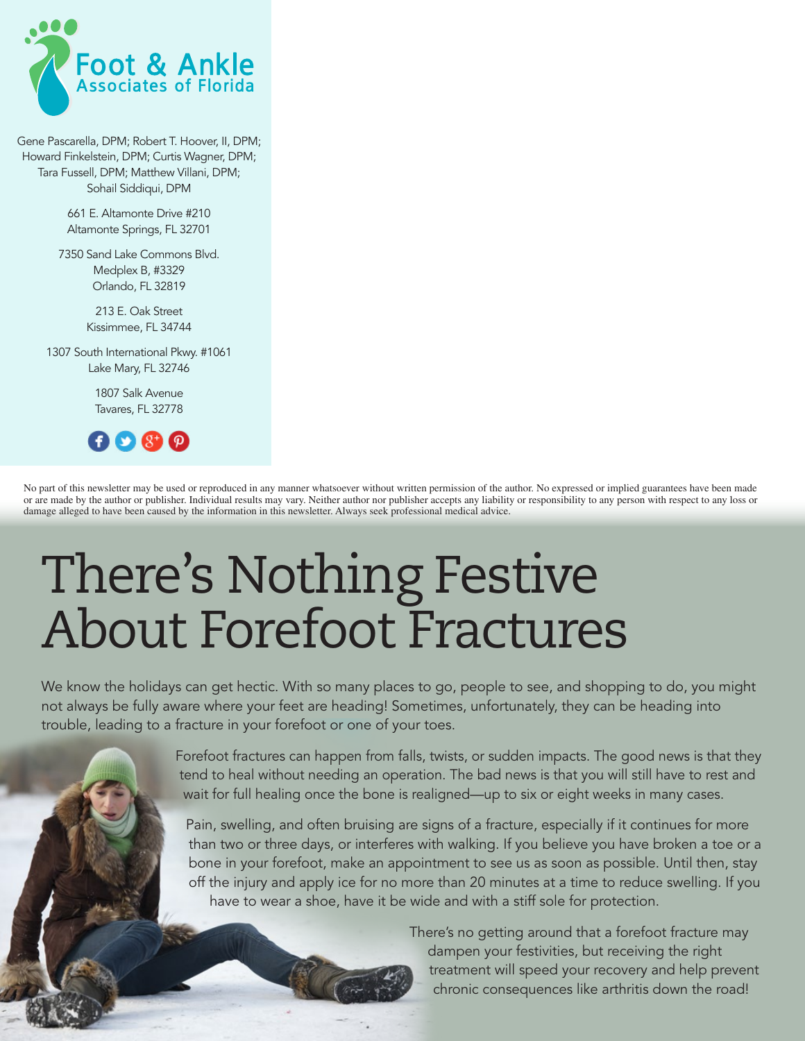Foot & Ankle Associates of Florida

Gene Pascarella, DPM; Robert T. Hoover, II, DPM; Howard Finkelstein, DPM; Curtis Wagner, DPM; Tara Fussell, DPM; Matthew Villani, DPM; Sohail Siddiqui, DPM

661 E. Altamonte Drive #210
Altamonte Springs, FL 32701

7350 Sand Lake Commons Blvd.
Medplex B, #3329
Orlando, FL 32819

213 E. Oak Street
Kissimmee, FL 34744

1307 South International Pkwy. #1061
Lake Mary, FL 32746

1807 Salk Avenue
Tavares, FL 32778

No part of this newsletter may be used or reproduced in any manner whatsoever without written permission of the author. No expressed or implied guarantees have been made or are made by the author or publisher. Individual results may vary. Neither author nor publisher accepts any liability or responsibility to any person with respect to any loss or damage alleged to have been caused by the information in this newsletter. Always seek professional medical advice.

# There's Nothing Festive About Forefoot Fractures

We know the holidays can get hectic. With so many places to go, people to see, and shopping to do, you might not always be fully aware where your feet are heading! Sometimes, unfortunately, they can be heading into trouble, leading to a fracture in your forefoot or one of your toes.

Forefoot fractures can happen from falls, twists, or sudden impacts. The good news is that they tend to heal without needing an operation. The bad news is that you will still have to rest and wait for full healing once the bone is realigned—up to six or eight weeks in many cases.

Pain, swelling, and often bruising are signs of a fracture, especially if it continues for more than two or three days, or interferes with walking. If you believe you have broken a toe or a bone in your forefoot, make an appointment to see us as soon as possible. Until then, stay off the injury and apply ice for no more than 20 minutes at a time to reduce swelling. If you have to wear a shoe, have it be wide and with a stiff sole for protection.

There's no getting around that a forefoot fracture may dampen your festivities, but receiving the right treatment will speed your recovery and help prevent chronic consequences like arthritis down the road!